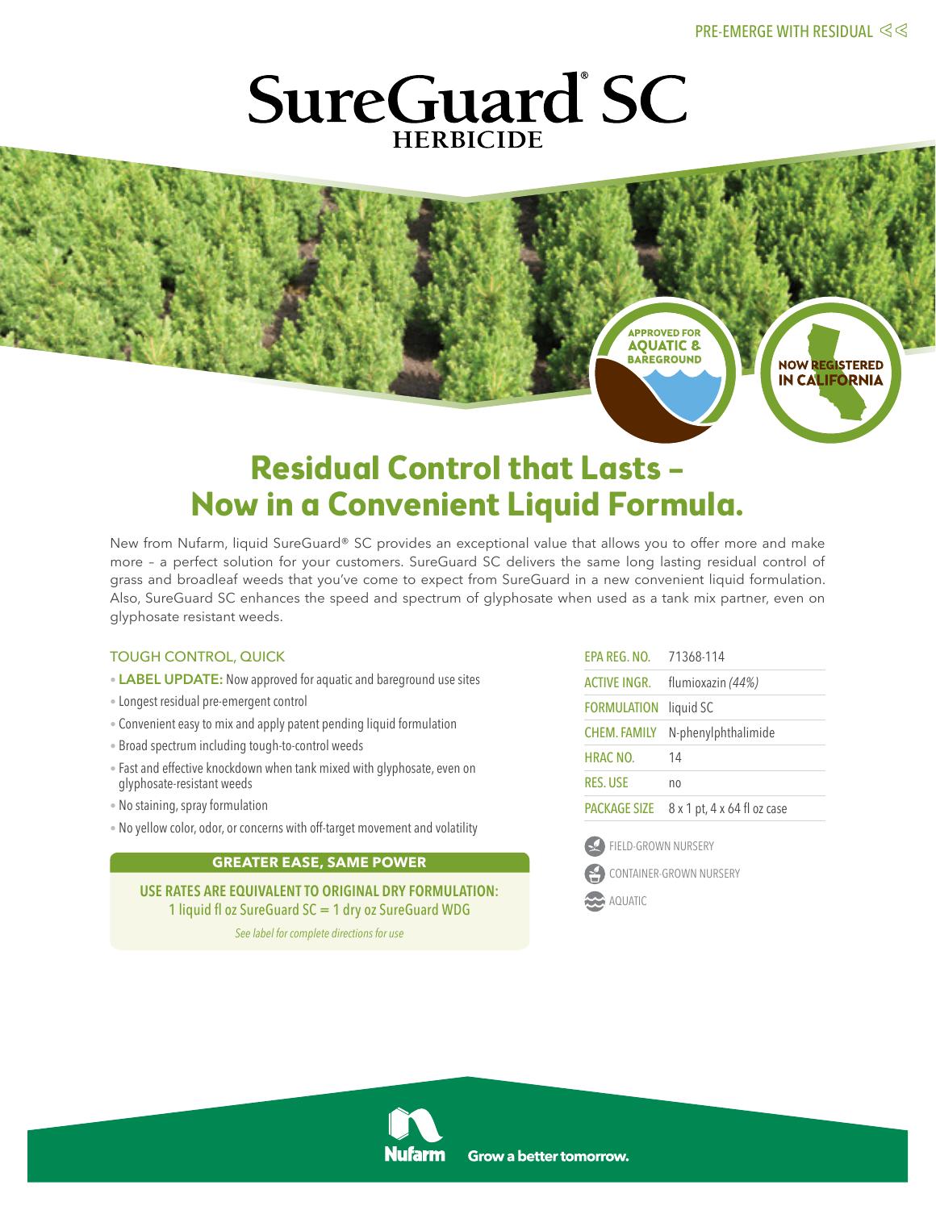PRE-EMERGE WITH RESIDUAL

# SureGuard® SC HERBICIDE

APPROVED FOR AQUATIC & BAREGROUND

NOW REGISTERED IN CALIFORNIA

## Residual Control that Lasts – Now in a Convenient Liquid Formula.

New from Nufarm, liquid SureGuard® SC provides an exceptional value that allows you to offer more and make more – a perfect solution for your customers. SureGuard SC delivers the same long lasting residual control of grass and broadleaf weeds that you've come to expect from SureGuard in a new convenient liquid formulation. Also, SureGuard SC enhances the speed and spectrum of glyphosate when used as a tank mix partner, even on glyphosate resistant weeds.

### TOUGH CONTROL, QUICK

- **LABEL UPDATE:** Now approved for aquatic and bareground use sites
- Longest residual pre-emergent control
- Convenient easy to mix and apply patent pending liquid formulation
- Broad spectrum including tough-to-control weeds
- Fast and effective knockdown when tank mixed with glyphosate, even on glyphosate-resistant weeds
- No staining, spray formulation
- No yellow color, odor, or concerns with off-target movement and volatility

**GREATER EASE, SAME POWER**

**USE RATES ARE EQUIVALENT TO ORIGINAL DRY FORMULATION:**
1 liquid fl oz SureGuard SC = 1 dry oz SureGuard WDG

*See label for complete directions for use*

| | |
|---|---|
| EPA REG. NO. | 71368-114 |
| ACTIVE INGR. | flumioxazin *(44%)* |
| FORMULATION | liquid SC |
| CHEM. FAMILY | N-phenylphthalimide |
| HRAC NO. | 14 |
| RES. USE | no |
| PACKAGE SIZE | 8 x 1 pt, 4 x 64 fl oz case |

- FIELD-GROWN NURSERY
- CONTAINER-GROWN NURSERY
- AQUATIC

Nufarm Grow a better tomorrow.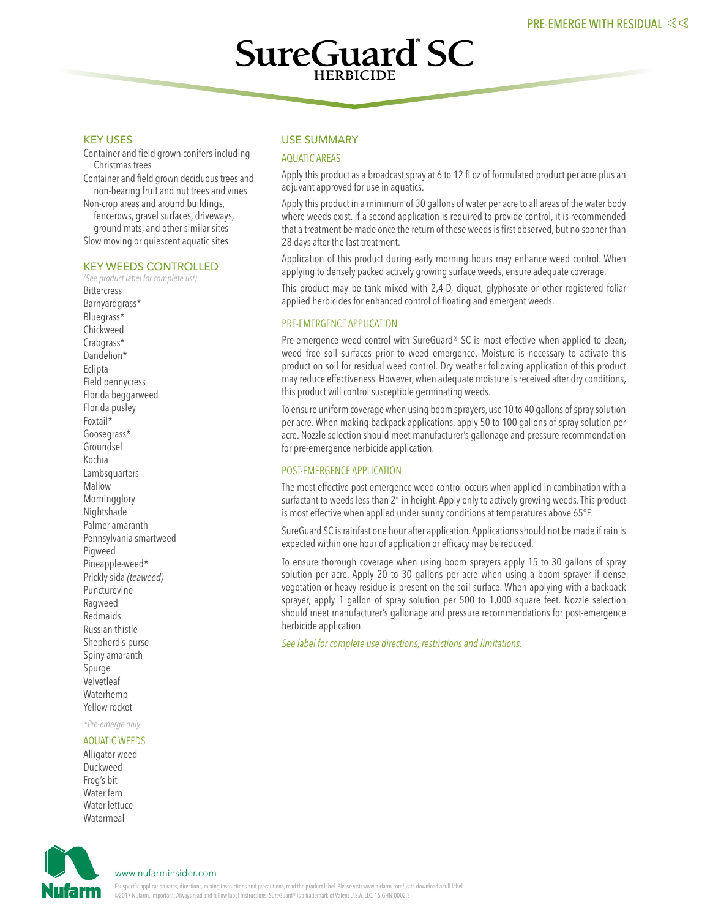PRE-EMERGE WITH RESIDUAL

# SureGuard® SC HERBICIDE

## KEY USES

- Container and field grown conifers including Christmas trees
- Container and field grown deciduous trees and non-bearing fruit and nut trees and vines
- Non-crop areas and around buildings, fencerows, gravel surfaces, driveways, ground mats, and other similar sites
- Slow moving or quiescent aquatic sites

## KEY WEEDS CONTROLLED

*(See product label for complete list)*

- Bittercress
- Barnyardgrass*
- Bluegrass*
- Chickweed
- Crabgrass*
- Dandelion*
- Eclipta
- Field pennycress
- Florida beggarweed
- Florida pusley
- Foxtail*
- Goosegrass*
- Groundsel
- Kochia
- Lambsquarters
- Mallow
- Morningglory
- Nightshade
- Palmer amaranth
- Pennsylvania smartweed
- Pigweed
- Pineapple-weed*
- Prickly sida *(teaweed)*
- Puncturevine
- Ragweed
- Redmaids
- Russian thistle
- Shepherd's-purse
- Spiny amaranth
- Spurge
- Velvetleaf
- Waterhemp
- Yellow rocket

*Pre-emerge only

### AQUATIC WEEDS

- Alligator weed
- Duckweed
- Frog's bit
- Water fern
- Water lettuce
- Watermeal

## USE SUMMARY

### AQUATIC AREAS

Apply this product as a broadcast spray at 6 to 12 fl oz of formulated product per acre plus an adjuvant approved for use in aquatics.

Apply this product in a minimum of 30 gallons of water per acre to all areas of the water body where weeds exist. If a second application is required to provide control, it is recommended that a treatment be made once the return of these weeds is first observed, but no sooner than 28 days after the last treatment.

Application of this product during early morning hours may enhance weed control. When applying to densely packed actively growing surface weeds, ensure adequate coverage.

This product may be tank mixed with 2,4-D, diquat, glyphosate or other registered foliar applied herbicides for enhanced control of floating and emergent weeds.

### PRE-EMERGENCE APPLICATION

Pre-emergence weed control with SureGuard® SC is most effective when applied to clean, weed free soil surfaces prior to weed emergence. Moisture is necessary to activate this product on soil for residual weed control. Dry weather following application of this product may reduce effectiveness. However, when adequate moisture is received after dry conditions, this product will control susceptible germinating weeds.

To ensure uniform coverage when using boom sprayers, use 10 to 40 gallons of spray solution per acre. When making backpack applications, apply 50 to 100 gallons of spray solution per acre. Nozzle selection should meet manufacturer's gallonage and pressure recommendation for pre-emergence herbicide application.

### POST-EMERGENCE APPLICATION

The most effective post-emergence weed control occurs when applied in combination with a surfactant to weeds less than 2" in height. Apply only to actively growing weeds. This product is most effective when applied under sunny conditions at temperatures above 65°F.

SureGuard SC is rainfast one hour after application. Applications should not be made if rain is expected within one hour of application or efficacy may be reduced.

To ensure thorough coverage when using boom sprayers apply 15 to 30 gallons of spray solution per acre. Apply 20 to 30 gallons per acre when using a boom sprayer if dense vegetation or heavy residue is present on the soil surface. When applying with a backpack sprayer, apply 1 gallon of spray solution per 500 to 1,000 square feet. Nozzle selection should meet manufacturer's gallonage and pressure recommendations for post-emergence herbicide application.

*See label for complete use directions, restrictions and limitations.*

Nufarm

www.nufarminsider.com

For specific application rates, directions, mixing instructions and precautions, read the product label. Please visit www.nufarm.com/us to download a full label. ©2017 Nufarm. Important: Always read and follow label instructions. SureGuard® is a trademark of Valent U.S.A. LLC. 16-GHN-0002-E